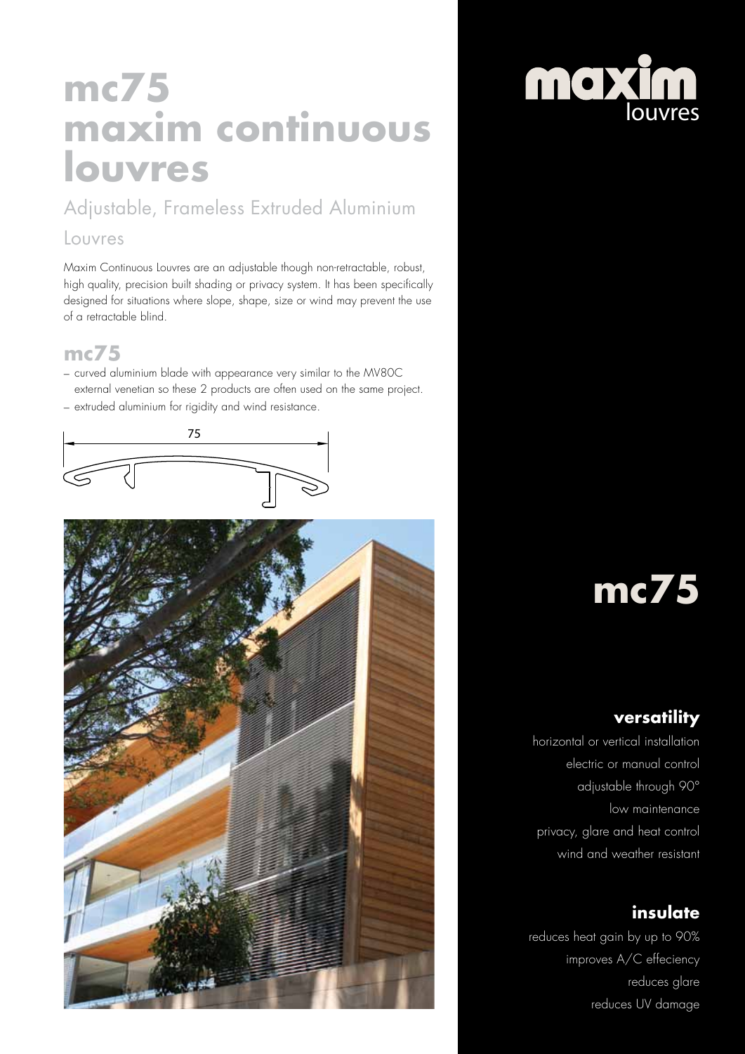# mc75 maxim continuous louvres

## Adjustable, Frameless Extruded Aluminium Louvres

Maxim Continuous Louvres are an adjustable though non-retractable, robust, high quality, precision built shading or privacy system. It has been specifically designed for situations where slope, shape, size or wind may prevent the use of a retractable blind.

## mc75

- curved aluminium blade with appearance very similar to the MV80C external venetian so these 2 products are often used on the same project.
- extruded aluminium for rigidity and wind resistance.

75

maxim louvres

# mc75

### versatility

horizontal or vertical installation
electric or manual control
adjustable through 90°
low maintenance
privacy, glare and heat control
wind and weather resistant

### insulate

reduces heat gain by up to 90%
improves A/C effeciency
reduces glare
reduces UV damage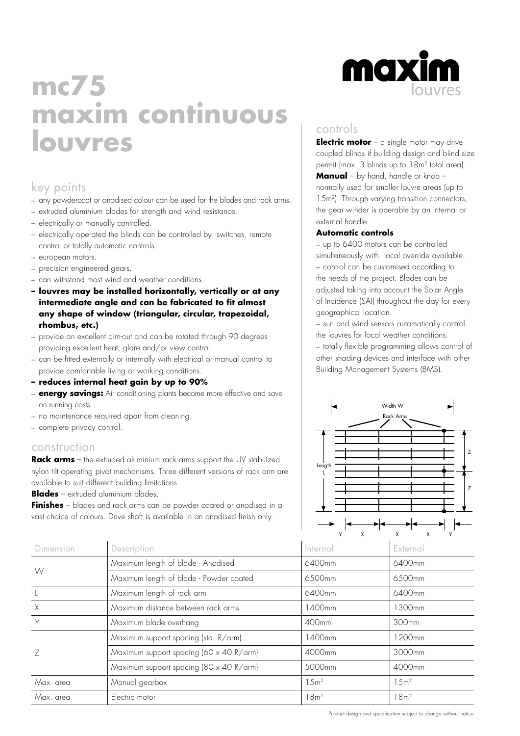# mc75 maxim continuous louvres

maxim louvres

## key points

- any powdercoat or anodised colour can be used for the blades and rack arms.
- extruded aluminium blades for strength and wind resistance.
- electrically or manually controlled.
- electrically operated the blinds can be controlled by: switches, remote control or totally automatic controls.
- european motors.
- precision engineered gears.
- can withstand most wind and weather conditions.
- **louvres may be installed horizontally, vertically or at any intermediate angle and can be fabricated to fit almost any shape of window (triangular, circular, trapezoidal, rhombus, etc.)**
- provide an excellent dim-out and can be rotated through 90 degrees providing excellent heat, glare and/or view control.
- can be fitted externally or internally with electrical or manual control to provide comfortable living or working conditions.
- **reduces internal heat gain by up to 90%**
- **energy savings:** Air conditioning plants become more effective and save on running costs.
- no maintenance required apart from cleaning.
- complete privacy control.

## construction

**Rack arms** – the extruded aluminium rack arms support the UV stabilized nylon tilt operating pivot mechanisms. Three different versions of rack arm are available to suit different building limitations.

**Blades** – extruded aluminium blades.

**Finishes** – blades and rack arms can be powder coated or anodised in a vast choice of colours. Drive shaft is available in an anodised finish only.

## controls

**Electric motor** – a single motor may drive coupled blinds if building design and blind size permit (max. 3 blinds up to 18m² total area).

**Manual** – by hand, handle or knob – normally used for smaller louvre areas (up to 15m²). Through varying transition connectors, the gear winder is operable by an internal or external handle.

**Automatic controls**

- up to 6400 motors can be controlled simultaneously with local override available.
- control can be customised according to the needs of the project. Blades can be adjusted taking into account the Solar Angle of Incidence (SAI) throughout the day for every geographical location.
- sun and wind sensors automatically control the louvres for local weather conditions.
- totally flexible programming allows control of other shading devices and interface with other Building Management Systems (BMS).

Width W
Rack Arms
Length L
Z
Z
Y X X X Y

| Dimension | Description | Internal | External |
|---|---|---|---|
| W | Maximum length of blade - Anodised | 6400mm | 6400mm |
| | Maximum length of blade - Powder coated | 6500mm | 6500mm |
| L | Maximum length of rack arm | 6400mm | 6400mm |
| X | Maximum distance between rack arms | 1400mm | 1300mm |
| Y | Maximum blade overhang | 400mm | 300mm |
| Z | Maximum support spacing (std. R/arm) | 1400mm | 1200mm |
| | Maximum support spacing (60 x 40 R/arm) | 4000mm | 3000mm |
| | Maximum support spacing (80 x 40 R/arm) | 5000mm | 4000mm |
| Max. area | Manual gearbox | 15m² | 15m² |
| Max. area | Electric motor | 18m² | 18m² |

Product design and specification subject to change without notice.